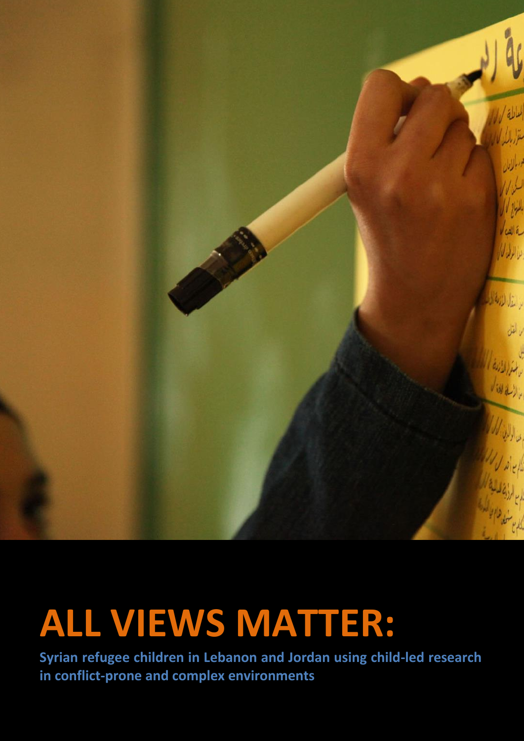# ALL VIEWS MATTER:

**Syrian refugee children in Lebanon and Jordan using child-led research in conflict-prone and complex environments**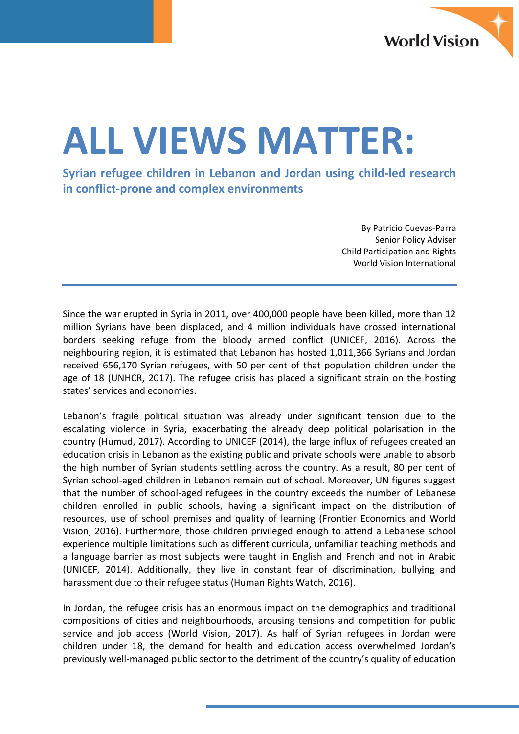# ALL VIEWS MATTER:

**Syrian refugee children in Lebanon and Jordan using child-led research in conflict-prone and complex environments**

By Patricio Cuevas-Parra
Senior Policy Adviser
Child Participation and Rights
World Vision International

---

Since the war erupted in Syria in 2011, over 400,000 people have been killed, more than 12 million Syrians have been displaced, and 4 million individuals have crossed international borders seeking refuge from the bloody armed conflict (UNICEF, 2016). Across the neighbouring region, it is estimated that Lebanon has hosted 1,011,366 Syrians and Jordan received 656,170 Syrian refugees, with 50 per cent of that population children under the age of 18 (UNHCR, 2017). The refugee crisis has placed a significant strain on the hosting states' services and economies.

Lebanon's fragile political situation was already under significant tension due to the escalating violence in Syria, exacerbating the already deep political polarisation in the country (Humud, 2017). According to UNICEF (2014), the large influx of refugees created an education crisis in Lebanon as the existing public and private schools were unable to absorb the high number of Syrian students settling across the country. As a result, 80 per cent of Syrian school-aged children in Lebanon remain out of school. Moreover, UN figures suggest that the number of school-aged refugees in the country exceeds the number of Lebanese children enrolled in public schools, having a significant impact on the distribution of resources, use of school premises and quality of learning (Frontier Economics and World Vision, 2016). Furthermore, those children privileged enough to attend a Lebanese school experience multiple limitations such as different curricula, unfamiliar teaching methods and a language barrier as most subjects were taught in English and French and not in Arabic (UNICEF, 2014). Additionally, they live in constant fear of discrimination, bullying and harassment due to their refugee status (Human Rights Watch, 2016).

In Jordan, the refugee crisis has an enormous impact on the demographics and traditional compositions of cities and neighbourhoods, arousing tensions and competition for public service and job access (World Vision, 2017). As half of Syrian refugees in Jordan were children under 18, the demand for health and education access overwhelmed Jordan's previously well-managed public sector to the detriment of the country's quality of education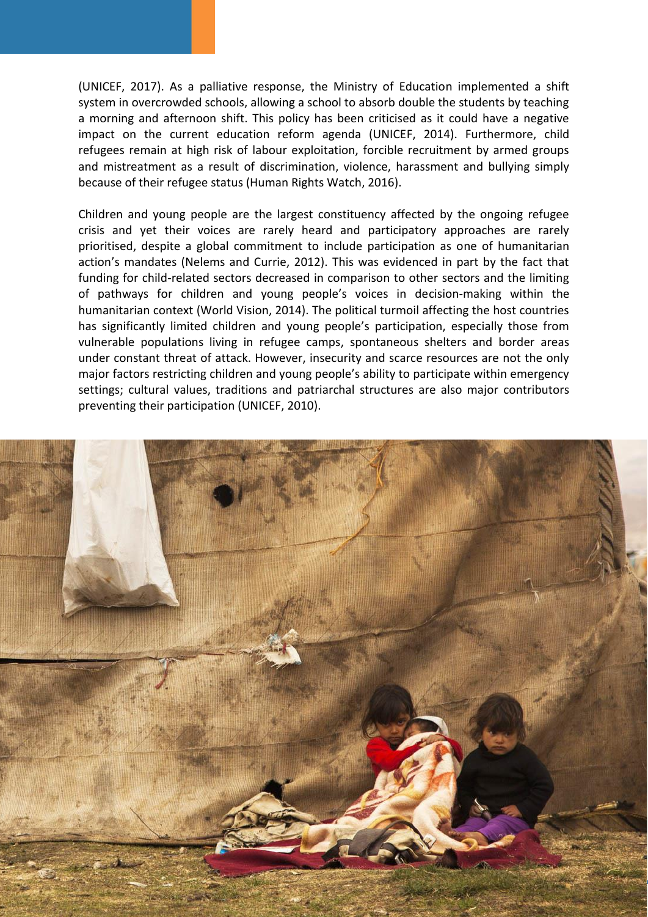(UNICEF, 2017). As a palliative response, the Ministry of Education implemented a shift system in overcrowded schools, allowing a school to absorb double the students by teaching a morning and afternoon shift. This policy has been criticised as it could have a negative impact on the current education reform agenda (UNICEF, 2014). Furthermore, child refugees remain at high risk of labour exploitation, forcible recruitment by armed groups and mistreatment as a result of discrimination, violence, harassment and bullying simply because of their refugee status (Human Rights Watch, 2016).

Children and young people are the largest constituency affected by the ongoing refugee crisis and yet their voices are rarely heard and participatory approaches are rarely prioritised, despite a global commitment to include participation as one of humanitarian action's mandates (Nelems and Currie, 2012). This was evidenced in part by the fact that funding for child-related sectors decreased in comparison to other sectors and the limiting of pathways for children and young people's voices in decision-making within the humanitarian context (World Vision, 2014). The political turmoil affecting the host countries has significantly limited children and young people's participation, especially those from vulnerable populations living in refugee camps, spontaneous shelters and border areas under constant threat of attack. However, insecurity and scarce resources are not the only major factors restricting children and young people's ability to participate within emergency settings; cultural values, traditions and patriarchal structures are also major contributors preventing their participation (UNICEF, 2010).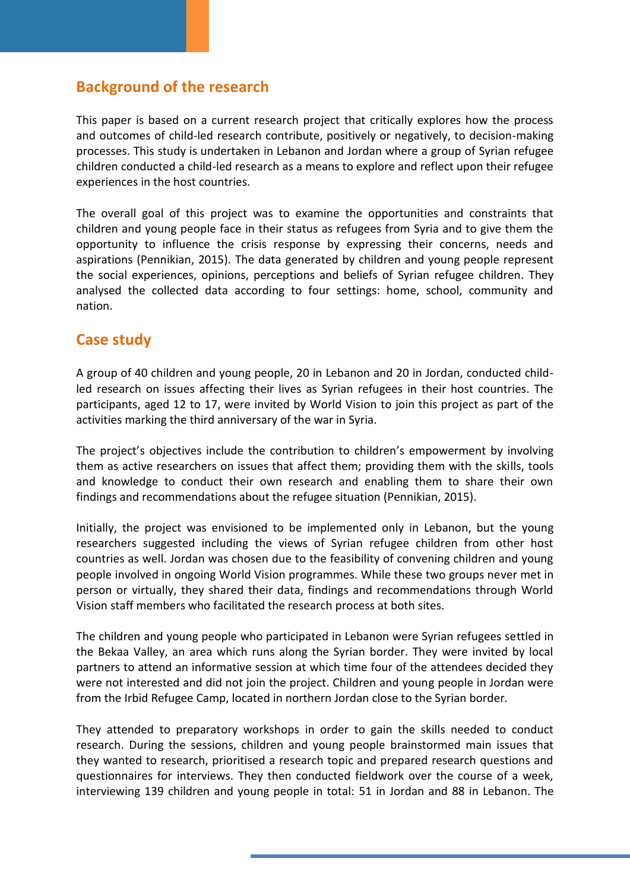## Background of the research

This paper is based on a current research project that critically explores how the process and outcomes of child-led research contribute, positively or negatively, to decision-making processes. This study is undertaken in Lebanon and Jordan where a group of Syrian refugee children conducted a child-led research as a means to explore and reflect upon their refugee experiences in the host countries.

The overall goal of this project was to examine the opportunities and constraints that children and young people face in their status as refugees from Syria and to give them the opportunity to influence the crisis response by expressing their concerns, needs and aspirations (Pennikian, 2015). The data generated by children and young people represent the social experiences, opinions, perceptions and beliefs of Syrian refugee children. They analysed the collected data according to four settings: home, school, community and nation.

## Case study

A group of 40 children and young people, 20 in Lebanon and 20 in Jordan, conducted child-led research on issues affecting their lives as Syrian refugees in their host countries. The participants, aged 12 to 17, were invited by World Vision to join this project as part of the activities marking the third anniversary of the war in Syria.

The project's objectives include the contribution to children's empowerment by involving them as active researchers on issues that affect them; providing them with the skills, tools and knowledge to conduct their own research and enabling them to share their own findings and recommendations about the refugee situation (Pennikian, 2015).

Initially, the project was envisioned to be implemented only in Lebanon, but the young researchers suggested including the views of Syrian refugee children from other host countries as well. Jordan was chosen due to the feasibility of convening children and young people involved in ongoing World Vision programmes. While these two groups never met in person or virtually, they shared their data, findings and recommendations through World Vision staff members who facilitated the research process at both sites.

The children and young people who participated in Lebanon were Syrian refugees settled in the Bekaa Valley, an area which runs along the Syrian border. They were invited by local partners to attend an informative session at which time four of the attendees decided they were not interested and did not join the project. Children and young people in Jordan were from the Irbid Refugee Camp, located in northern Jordan close to the Syrian border.

They attended to preparatory workshops in order to gain the skills needed to conduct research. During the sessions, children and young people brainstormed main issues that they wanted to research, prioritised a research topic and prepared research questions and questionnaires for interviews. They then conducted fieldwork over the course of a week, interviewing 139 children and young people in total: 51 in Jordan and 88 in Lebanon. The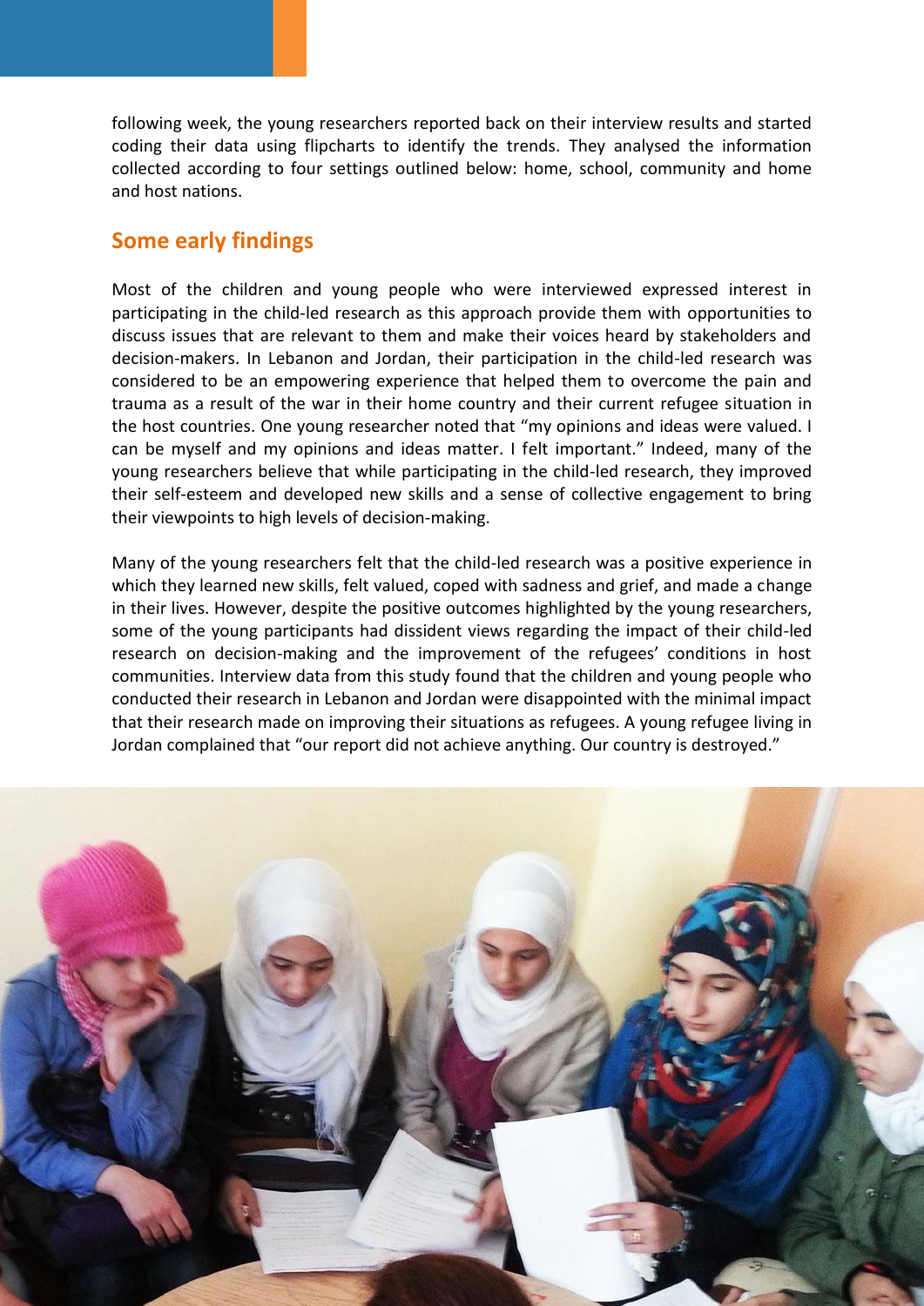following week, the young researchers reported back on their interview results and started coding their data using flipcharts to identify the trends. They analysed the information collected according to four settings outlined below: home, school, community and home and host nations.

## Some early findings

Most of the children and young people who were interviewed expressed interest in participating in the child-led research as this approach provide them with opportunities to discuss issues that are relevant to them and make their voices heard by stakeholders and decision-makers. In Lebanon and Jordan, their participation in the child-led research was considered to be an empowering experience that helped them to overcome the pain and trauma as a result of the war in their home country and their current refugee situation in the host countries. One young researcher noted that "my opinions and ideas were valued. I can be myself and my opinions and ideas matter. I felt important." Indeed, many of the young researchers believe that while participating in the child-led research, they improved their self-esteem and developed new skills and a sense of collective engagement to bring their viewpoints to high levels of decision-making.

Many of the young researchers felt that the child-led research was a positive experience in which they learned new skills, felt valued, coped with sadness and grief, and made a change in their lives. However, despite the positive outcomes highlighted by the young researchers, some of the young participants had dissident views regarding the impact of their child-led research on decision-making and the improvement of the refugees' conditions in host communities. Interview data from this study found that the children and young people who conducted their research in Lebanon and Jordan were disappointed with the minimal impact that their research made on improving their situations as refugees. A young refugee living in Jordan complained that "our report did not achieve anything. Our country is destroyed."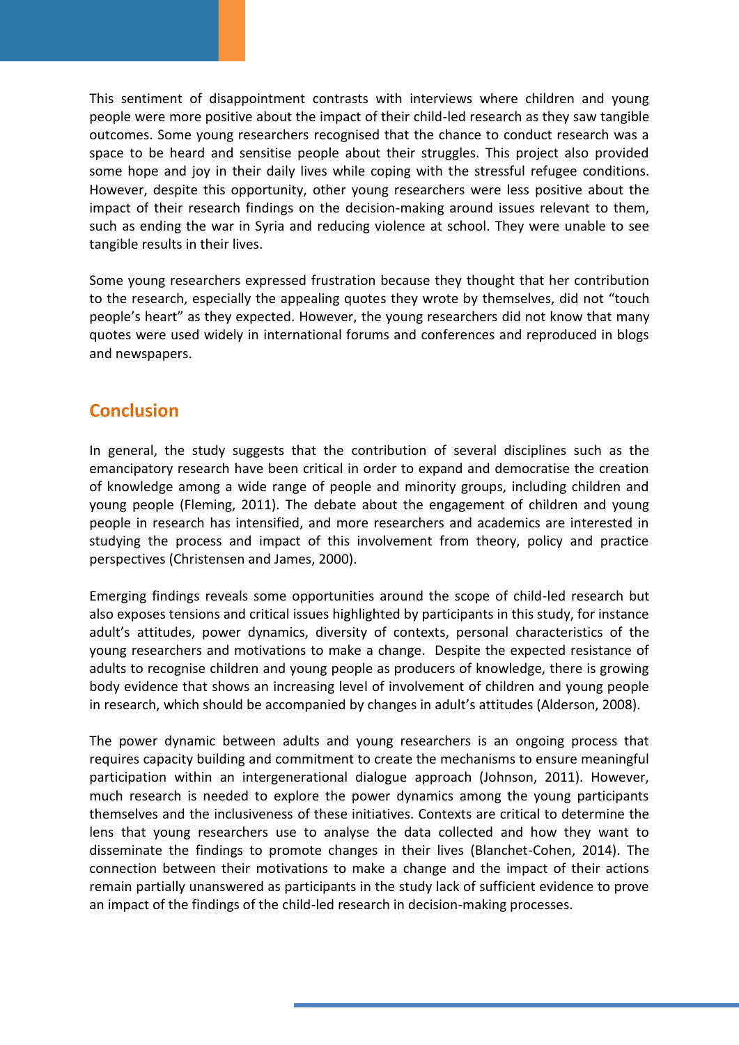This sentiment of disappointment contrasts with interviews where children and young people were more positive about the impact of their child-led research as they saw tangible outcomes. Some young researchers recognised that the chance to conduct research was a space to be heard and sensitise people about their struggles. This project also provided some hope and joy in their daily lives while coping with the stressful refugee conditions. However, despite this opportunity, other young researchers were less positive about the impact of their research findings on the decision-making around issues relevant to them, such as ending the war in Syria and reducing violence at school. They were unable to see tangible results in their lives.

Some young researchers expressed frustration because they thought that her contribution to the research, especially the appealing quotes they wrote by themselves, did not "touch people's heart" as they expected. However, the young researchers did not know that many quotes were used widely in international forums and conferences and reproduced in blogs and newspapers.

## Conclusion

In general, the study suggests that the contribution of several disciplines such as the emancipatory research have been critical in order to expand and democratise the creation of knowledge among a wide range of people and minority groups, including children and young people (Fleming, 2011). The debate about the engagement of children and young people in research has intensified, and more researchers and academics are interested in studying the process and impact of this involvement from theory, policy and practice perspectives (Christensen and James, 2000).

Emerging findings reveals some opportunities around the scope of child-led research but also exposes tensions and critical issues highlighted by participants in this study, for instance adult's attitudes, power dynamics, diversity of contexts, personal characteristics of the young researchers and motivations to make a change. Despite the expected resistance of adults to recognise children and young people as producers of knowledge, there is growing body evidence that shows an increasing level of involvement of children and young people in research, which should be accompanied by changes in adult's attitudes (Alderson, 2008).

The power dynamic between adults and young researchers is an ongoing process that requires capacity building and commitment to create the mechanisms to ensure meaningful participation within an intergenerational dialogue approach (Johnson, 2011). However, much research is needed to explore the power dynamics among the young participants themselves and the inclusiveness of these initiatives. Contexts are critical to determine the lens that young researchers use to analyse the data collected and how they want to disseminate the findings to promote changes in their lives (Blanchet-Cohen, 2014). The connection between their motivations to make a change and the impact of their actions remain partially unanswered as participants in the study lack of sufficient evidence to prove an impact of the findings of the child-led research in decision-making processes.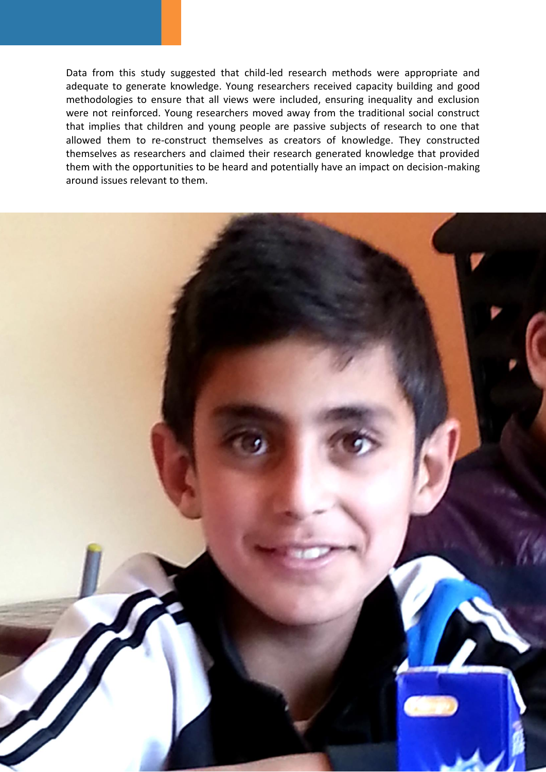Data from this study suggested that child-led research methods were appropriate and adequate to generate knowledge. Young researchers received capacity building and good methodologies to ensure that all views were included, ensuring inequality and exclusion were not reinforced. Young researchers moved away from the traditional social construct that implies that children and young people are passive subjects of research to one that allowed them to re-construct themselves as creators of knowledge. They constructed themselves as researchers and claimed their research generated knowledge that provided them with the opportunities to be heard and potentially have an impact on decision-making around issues relevant to them.